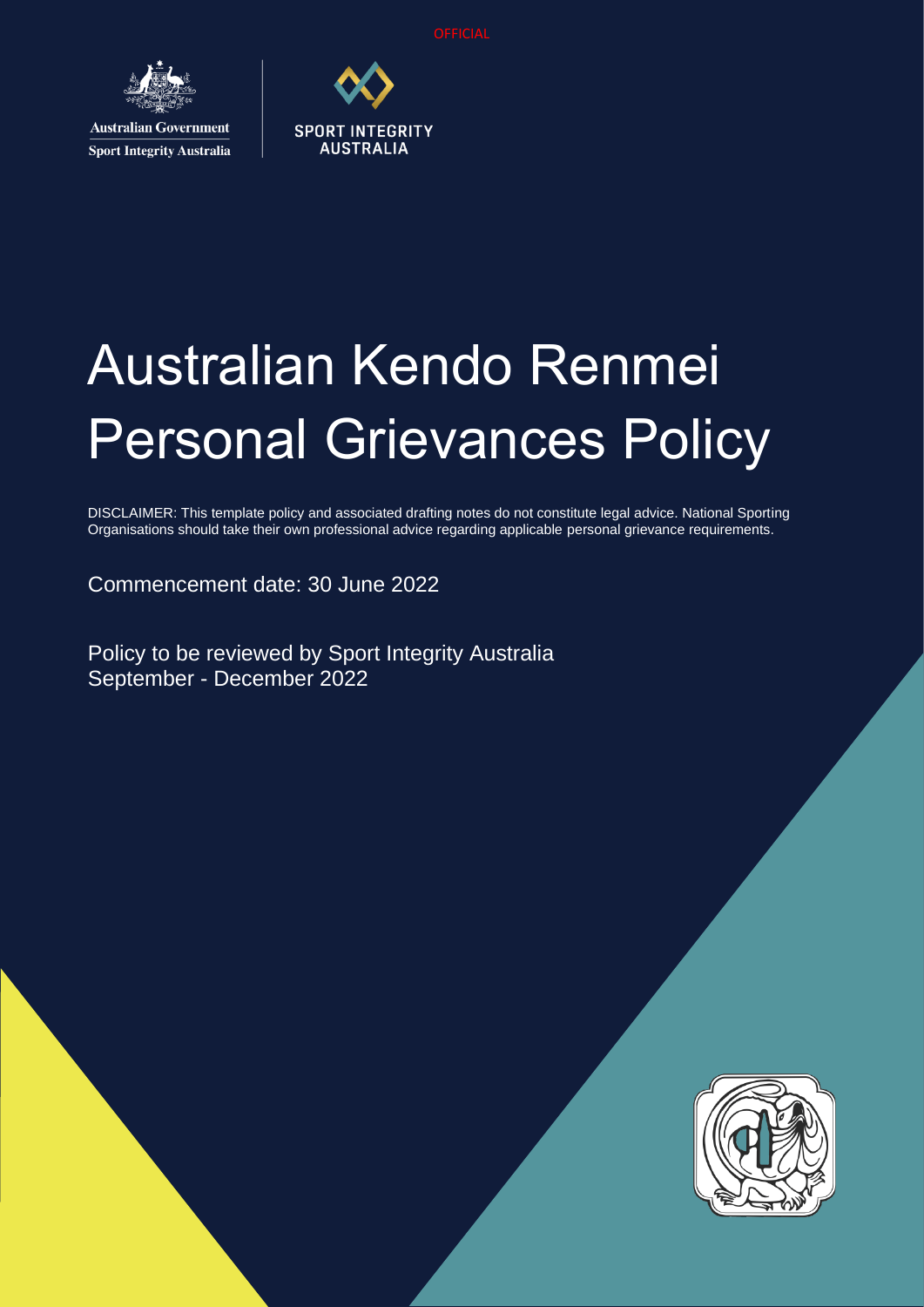OFFICIAL

Australian Government
Sport Integrity Australia

SPORT INTEGRITY AUSTRALIA

# Australian Kendo Renmei Personal Grievances Policy

DISCLAIMER: This template policy and associated drafting notes do not constitute legal advice. National Sporting Organisations should take their own professional advice regarding applicable personal grievance requirements.

Commencement date: 30 June 2022

Policy to be reviewed by Sport Integrity Australia September - December 2022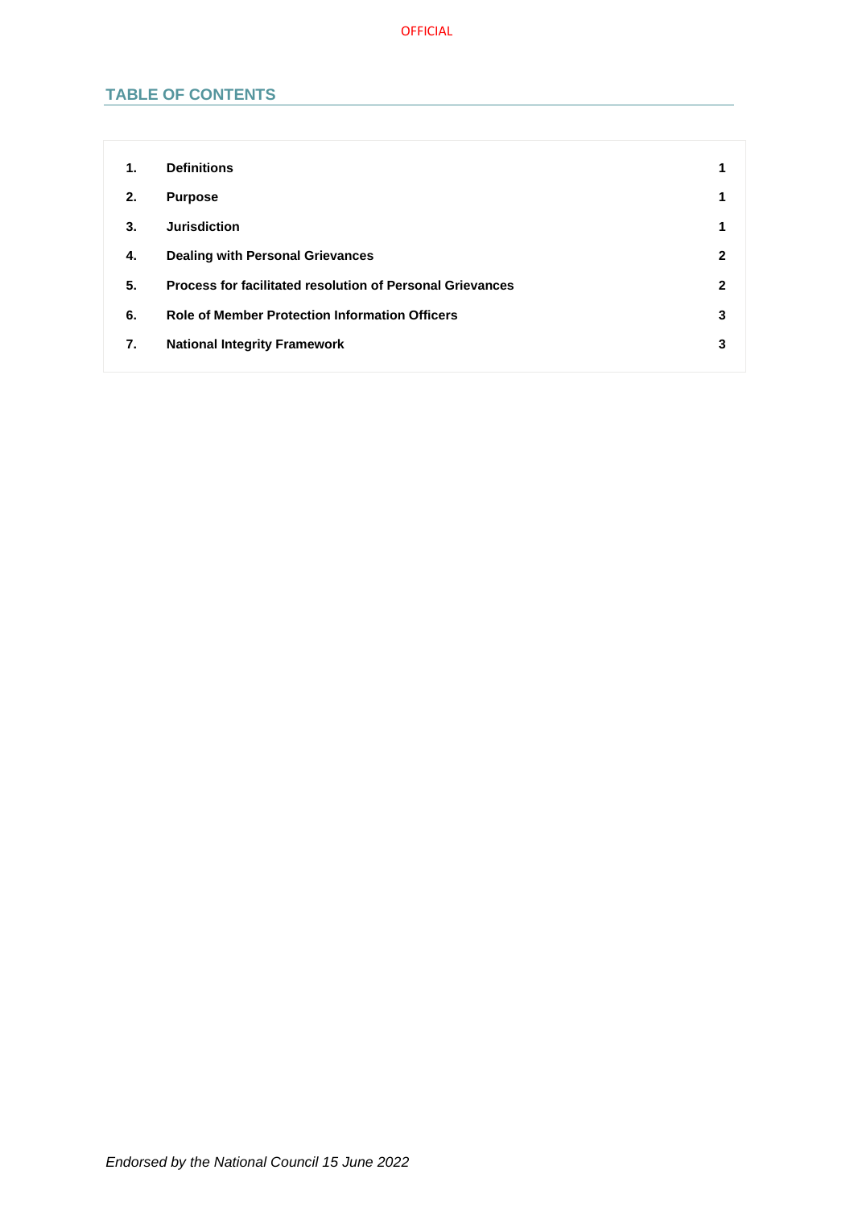## TABLE OF CONTENTS

| | | |
|---|---|---|
| **1.** | **Definitions** | **1** |
| **2.** | **Purpose** | **1** |
| **3.** | **Jurisdiction** | **1** |
| **4.** | **Dealing with Personal Grievances** | **2** |
| **5.** | **Process for facilitated resolution of Personal Grievances** | **2** |
| **6.** | **Role of Member Protection Information Officers** | **3** |
| **7.** | **National Integrity Framework** | **3** |

*Endorsed by the National Council 15 June 2022*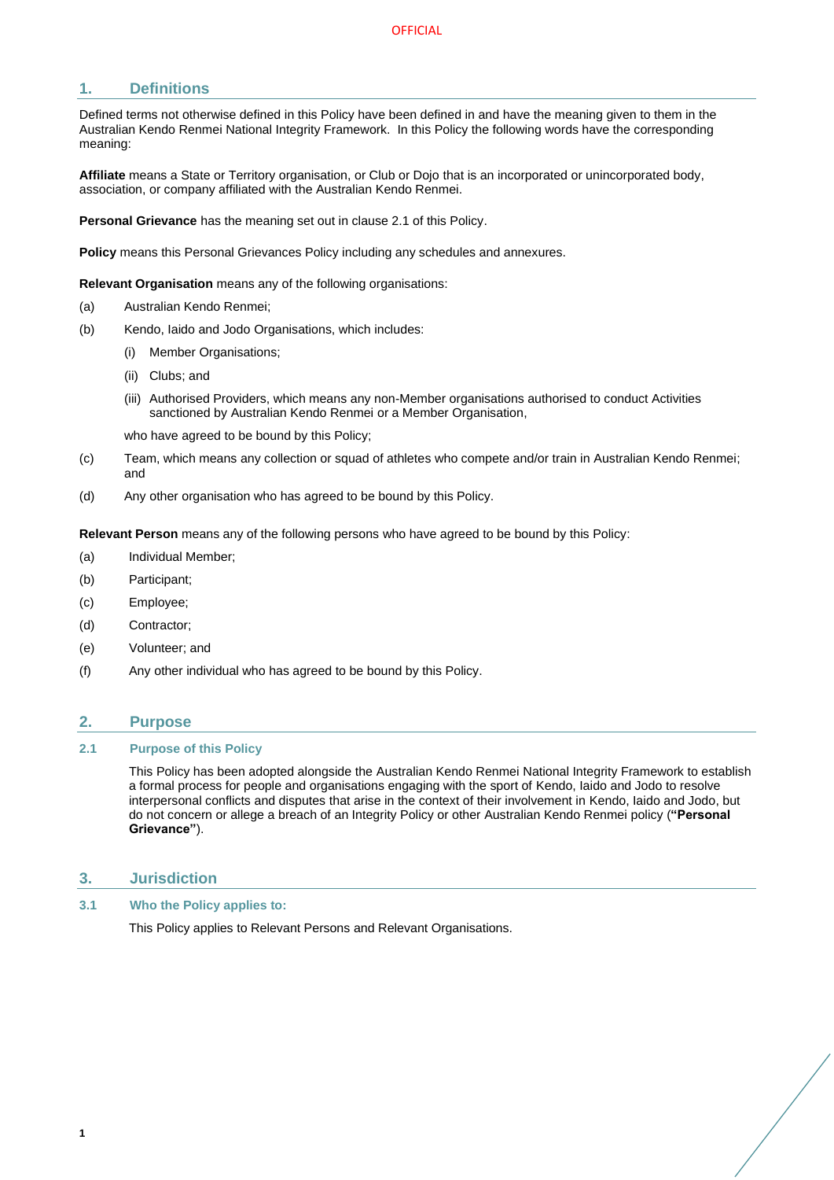## 1. Definitions

Defined terms not otherwise defined in this Policy have been defined in and have the meaning given to them in the Australian Kendo Renmei National Integrity Framework. In this Policy the following words have the corresponding meaning:

**Affiliate** means a State or Territory organisation, or Club or Dojo that is an incorporated or unincorporated body, association, or company affiliated with the Australian Kendo Renmei.

**Personal Grievance** has the meaning set out in clause 2.1 of this Policy.

**Policy** means this Personal Grievances Policy including any schedules and annexures.

**Relevant Organisation** means any of the following organisations:

(a) Australian Kendo Renmei;

(b) Kendo, Iaido and Jodo Organisations, which includes:

  (i) Member Organisations;

  (ii) Clubs; and

  (iii) Authorised Providers, which means any non-Member organisations authorised to conduct Activities sanctioned by Australian Kendo Renmei or a Member Organisation,

  who have agreed to be bound by this Policy;

(c) Team, which means any collection or squad of athletes who compete and/or train in Australian Kendo Renmei; and

(d) Any other organisation who has agreed to be bound by this Policy.

**Relevant Person** means any of the following persons who have agreed to be bound by this Policy:

(a) Individual Member;

(b) Participant;

(c) Employee;

(d) Contractor;

(e) Volunteer; and

(f) Any other individual who has agreed to be bound by this Policy.

## 2. Purpose

### 2.1 Purpose of this Policy

This Policy has been adopted alongside the Australian Kendo Renmei National Integrity Framework to establish a formal process for people and organisations engaging with the sport of Kendo, Iaido and Jodo to resolve interpersonal conflicts and disputes that arise in the context of their involvement in Kendo, Iaido and Jodo, but do not concern or allege a breach of an Integrity Policy or other Australian Kendo Renmei policy (**"Personal Grievance"**).

## 3. Jurisdiction

### 3.1 Who the Policy applies to:

This Policy applies to Relevant Persons and Relevant Organisations.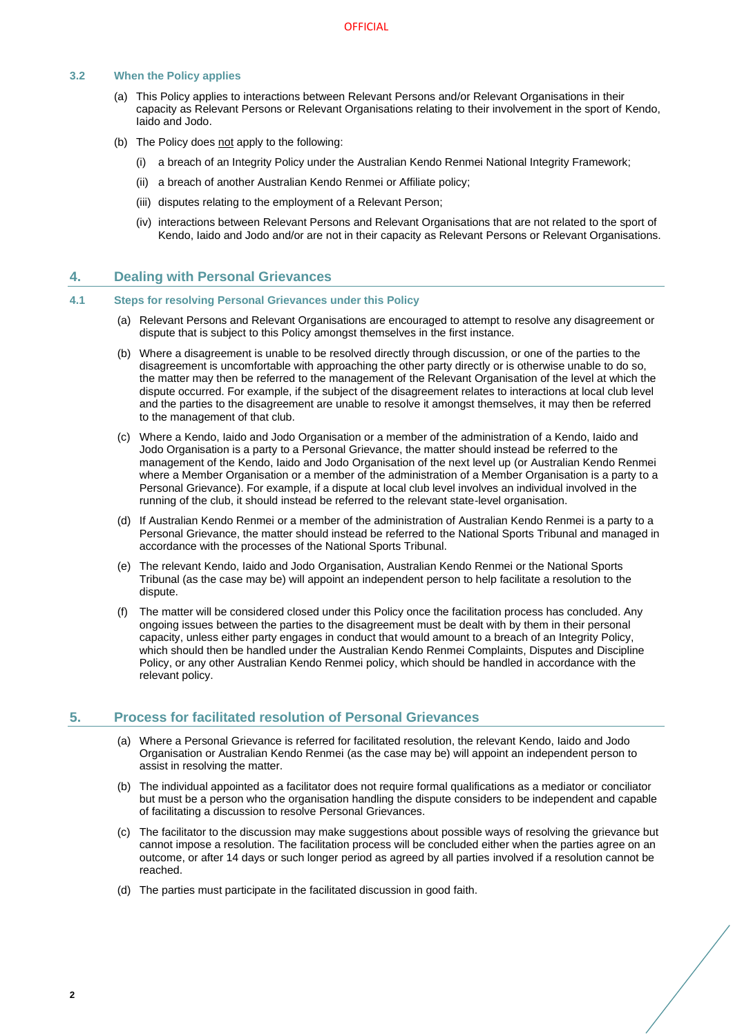### 3.2 When the Policy applies

(a) This Policy applies to interactions between Relevant Persons and/or Relevant Organisations in their capacity as Relevant Persons or Relevant Organisations relating to their involvement in the sport of Kendo, Iaido and Jodo.

(b) The Policy does not apply to the following:

   (i) a breach of an Integrity Policy under the Australian Kendo Renmei National Integrity Framework;

   (ii) a breach of another Australian Kendo Renmei or Affiliate policy;

   (iii) disputes relating to the employment of a Relevant Person;

   (iv) interactions between Relevant Persons and Relevant Organisations that are not related to the sport of Kendo, Iaido and Jodo and/or are not in their capacity as Relevant Persons or Relevant Organisations.

## 4. Dealing with Personal Grievances

### 4.1 Steps for resolving Personal Grievances under this Policy

(a) Relevant Persons and Relevant Organisations are encouraged to attempt to resolve any disagreement or dispute that is subject to this Policy amongst themselves in the first instance.

(b) Where a disagreement is unable to be resolved directly through discussion, or one of the parties to the disagreement is uncomfortable with approaching the other party directly or is otherwise unable to do so, the matter may then be referred to the management of the Relevant Organisation of the level at which the dispute occurred. For example, if the subject of the disagreement relates to interactions at local club level and the parties to the disagreement are unable to resolve it amongst themselves, it may then be referred to the management of that club.

(c) Where a Kendo, Iaido and Jodo Organisation or a member of the administration of a Kendo, Iaido and Jodo Organisation is a party to a Personal Grievance, the matter should instead be referred to the management of the Kendo, Iaido and Jodo Organisation of the next level up (or Australian Kendo Renmei where a Member Organisation or a member of the administration of a Member Organisation is a party to a Personal Grievance). For example, if a dispute at local club level involves an individual involved in the running of the club, it should instead be referred to the relevant state-level organisation.

(d) If Australian Kendo Renmei or a member of the administration of Australian Kendo Renmei is a party to a Personal Grievance, the matter should instead be referred to the National Sports Tribunal and managed in accordance with the processes of the National Sports Tribunal.

(e) The relevant Kendo, Iaido and Jodo Organisation, Australian Kendo Renmei or the National Sports Tribunal (as the case may be) will appoint an independent person to help facilitate a resolution to the dispute.

(f) The matter will be considered closed under this Policy once the facilitation process has concluded. Any ongoing issues between the parties to the disagreement must be dealt with by them in their personal capacity, unless either party engages in conduct that would amount to a breach of an Integrity Policy, which should then be handled under the Australian Kendo Renmei Complaints, Disputes and Discipline Policy, or any other Australian Kendo Renmei policy, which should be handled in accordance with the relevant policy.

## 5. Process for facilitated resolution of Personal Grievances

(a) Where a Personal Grievance is referred for facilitated resolution, the relevant Kendo, Iaido and Jodo Organisation or Australian Kendo Renmei (as the case may be) will appoint an independent person to assist in resolving the matter.

(b) The individual appointed as a facilitator does not require formal qualifications as a mediator or conciliator but must be a person who the organisation handling the dispute considers to be independent and capable of facilitating a discussion to resolve Personal Grievances.

(c) The facilitator to the discussion may make suggestions about possible ways of resolving the grievance but cannot impose a resolution. The facilitation process will be concluded either when the parties agree on an outcome, or after 14 days or such longer period as agreed by all parties involved if a resolution cannot be reached.

(d) The parties must participate in the facilitated discussion in good faith.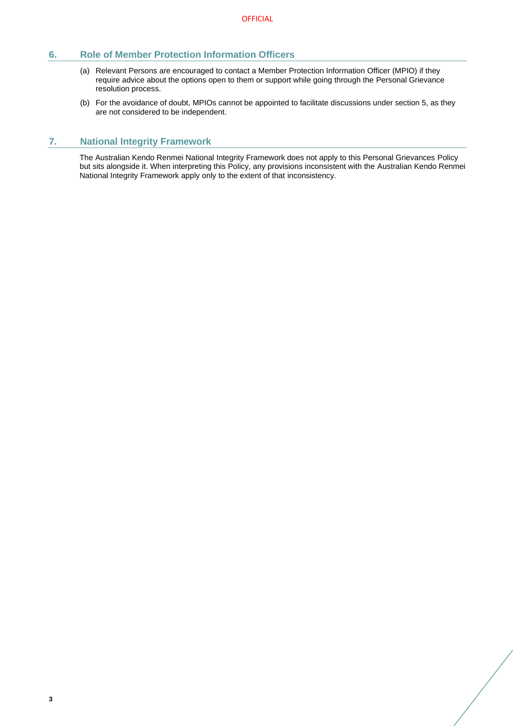## 6. Role of Member Protection Information Officers

(a) Relevant Persons are encouraged to contact a Member Protection Information Officer (MPIO) if they require advice about the options open to them or support while going through the Personal Grievance resolution process.

(b) For the avoidance of doubt, MPIOs cannot be appointed to facilitate discussions under section 5, as they are not considered to be independent.

## 7. National Integrity Framework

The Australian Kendo Renmei National Integrity Framework does not apply to this Personal Grievances Policy but sits alongside it. When interpreting this Policy, any provisions inconsistent with the Australian Kendo Renmei National Integrity Framework apply only to the extent of that inconsistency.